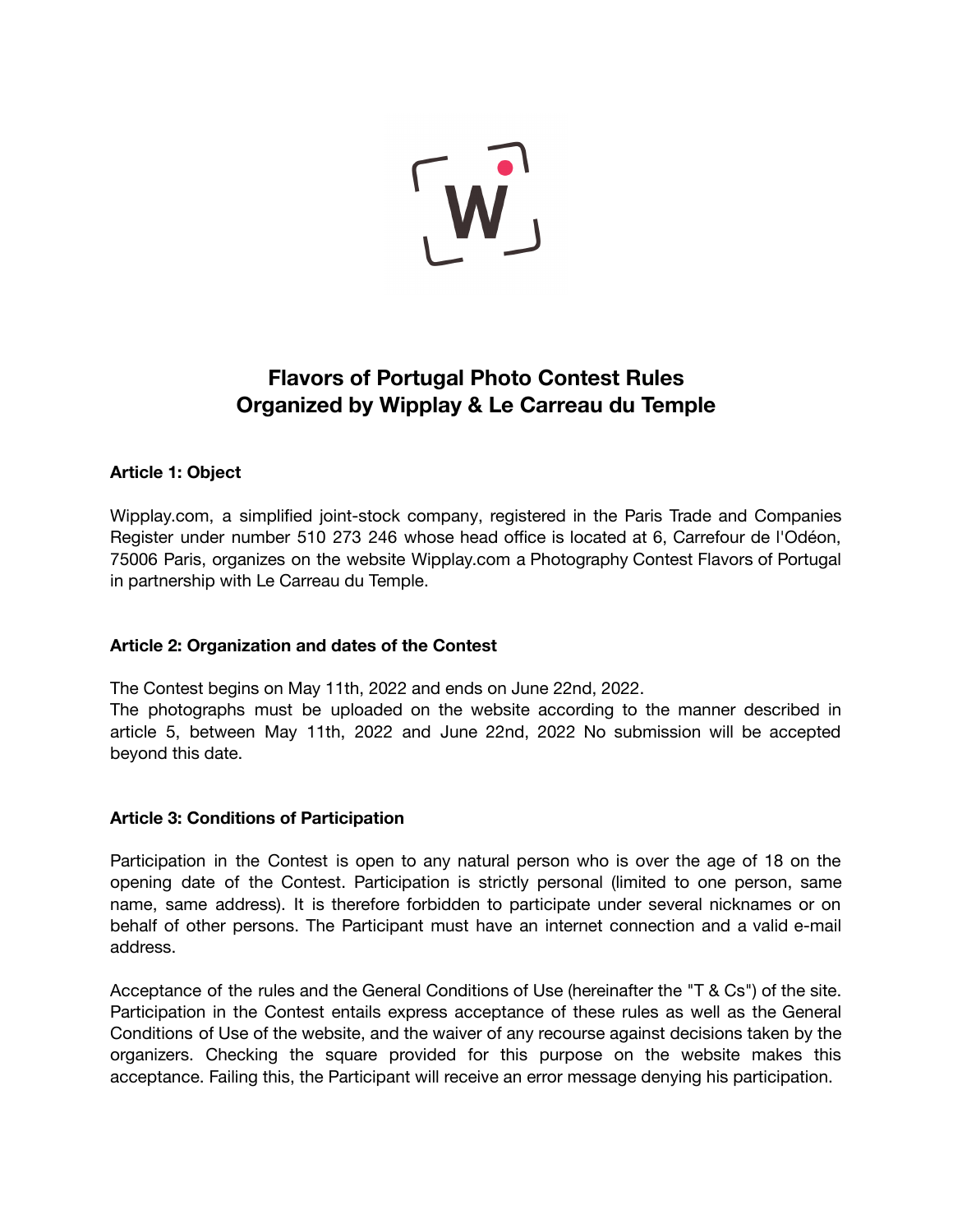# Flavors of Portugal Photo Contest Rules
# Organized by Wipplay & Le Carreau du Temple

**Article 1: Object**

Wipplay.com, a simplified joint-stock company, registered in the Paris Trade and Companies Register under number 510 273 246 whose head office is located at 6, Carrefour de l'Odéon, 75006 Paris, organizes on the website Wipplay.com a Photography Contest Flavors of Portugal in partnership with Le Carreau du Temple.

**Article 2: Organization and dates of the Contest**

The Contest begins on May 11th, 2022 and ends on June 22nd, 2022.
The photographs must be uploaded on the website according to the manner described in article 5, between May 11th, 2022 and June 22nd, 2022 No submission will be accepted beyond this date.

**Article 3: Conditions of Participation**

Participation in the Contest is open to any natural person who is over the age of 18 on the opening date of the Contest. Participation is strictly personal (limited to one person, same name, same address). It is therefore forbidden to participate under several nicknames or on behalf of other persons. The Participant must have an internet connection and a valid e-mail address.

Acceptance of the rules and the General Conditions of Use (hereinafter the "T & Cs") of the site. Participation in the Contest entails express acceptance of these rules as well as the General Conditions of Use of the website, and the waiver of any recourse against decisions taken by the organizers. Checking the square provided for this purpose on the website makes this acceptance. Failing this, the Participant will receive an error message denying his participation.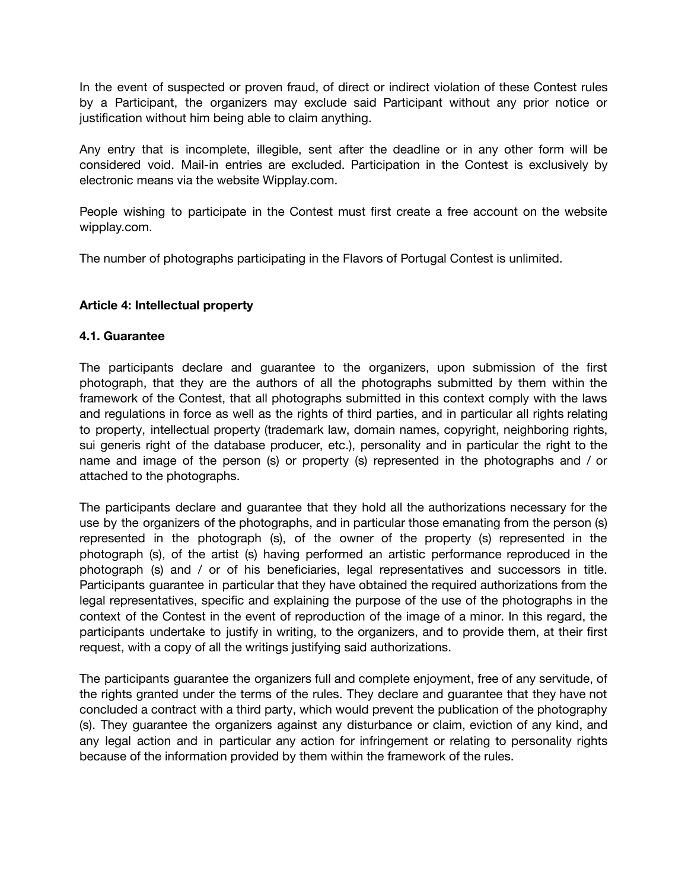In the event of suspected or proven fraud, of direct or indirect violation of these Contest rules by a Participant, the organizers may exclude said Participant without any prior notice or justification without him being able to claim anything.

Any entry that is incomplete, illegible, sent after the deadline or in any other form will be considered void. Mail-in entries are excluded. Participation in the Contest is exclusively by electronic means via the website Wipplay.com.

People wishing to participate in the Contest must first create a free account on the website wipplay.com.

The number of photographs participating in the Flavors of Portugal Contest is unlimited.

**Article 4: Intellectual property**

**4.1. Guarantee**

The participants declare and guarantee to the organizers, upon submission of the first photograph, that they are the authors of all the photographs submitted by them within the framework of the Contest, that all photographs submitted in this context comply with the laws and regulations in force as well as the rights of third parties, and in particular all rights relating to property, intellectual property (trademark law, domain names, copyright, neighboring rights, sui generis right of the database producer, etc.), personality and in particular the right to the name and image of the person (s) or property (s) represented in the photographs and / or attached to the photographs.

The participants declare and guarantee that they hold all the authorizations necessary for the use by the organizers of the photographs, and in particular those emanating from the person (s) represented in the photograph (s), of the owner of the property (s) represented in the photograph (s), of the artist (s) having performed an artistic performance reproduced in the photograph (s) and / or of his beneficiaries, legal representatives and successors in title. Participants guarantee in particular that they have obtained the required authorizations from the legal representatives, specific and explaining the purpose of the use of the photographs in the context of the Contest in the event of reproduction of the image of a minor. In this regard, the participants undertake to justify in writing, to the organizers, and to provide them, at their first request, with a copy of all the writings justifying said authorizations.

The participants guarantee the organizers full and complete enjoyment, free of any servitude, of the rights granted under the terms of the rules. They declare and guarantee that they have not concluded a contract with a third party, which would prevent the publication of the photography (s). They guarantee the organizers against any disturbance or claim, eviction of any kind, and any legal action and in particular any action for infringement or relating to personality rights because of the information provided by them within the framework of the rules.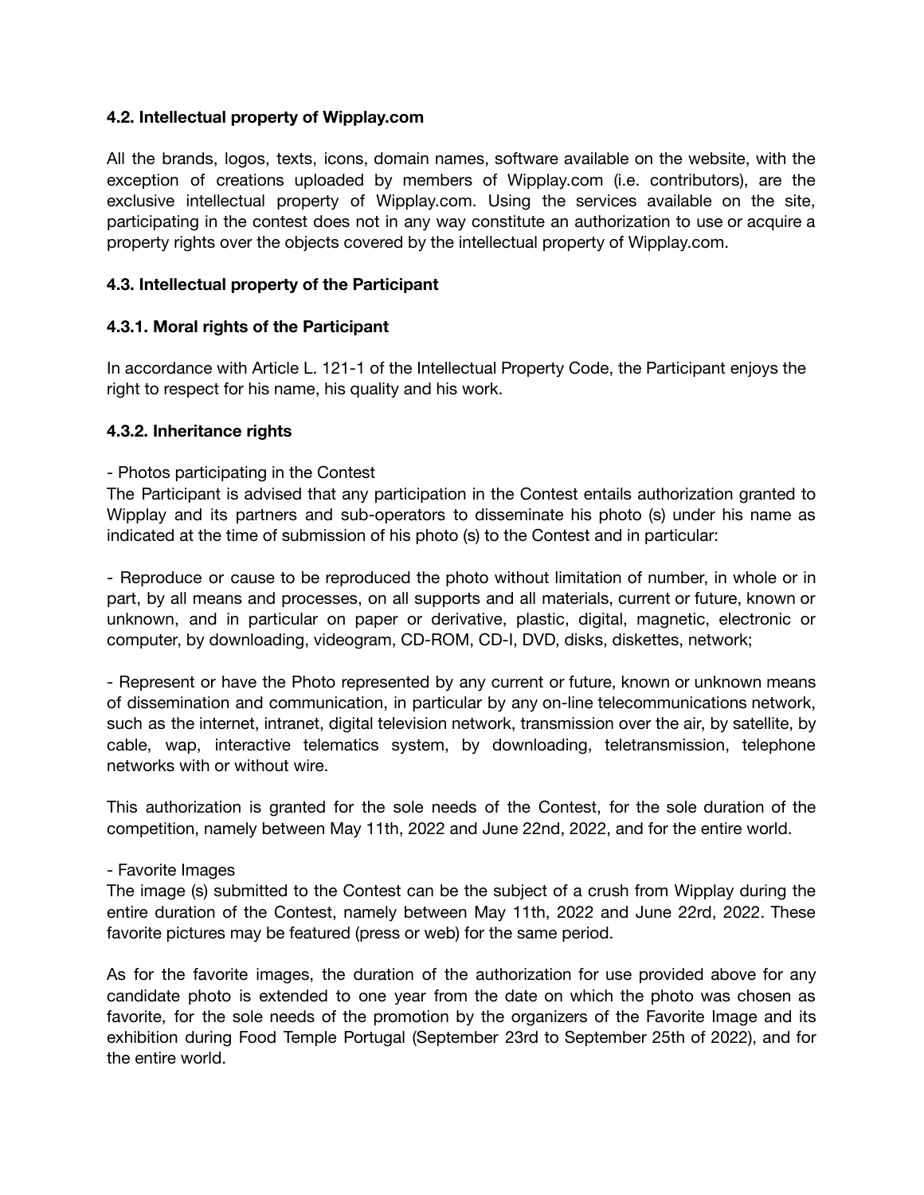### 4.2. Intellectual property of Wipplay.com

All the brands, logos, texts, icons, domain names, software available on the website, with the exception of creations uploaded by members of Wipplay.com (i.e. contributors), are the exclusive intellectual property of Wipplay.com. Using the services available on the site, participating in the contest does not in any way constitute an authorization to use or acquire a property rights over the objects covered by the intellectual property of Wipplay.com.

### 4.3. Intellectual property of the Participant

#### 4.3.1. Moral rights of the Participant

In accordance with Article L. 121-1 of the Intellectual Property Code, the Participant enjoys the right to respect for his name, his quality and his work.

#### 4.3.2. Inheritance rights

- Photos participating in the Contest

The Participant is advised that any participation in the Contest entails authorization granted to Wipplay and its partners and sub-operators to disseminate his photo (s) under his name as indicated at the time of submission of his photo (s) to the Contest and in particular:

- Reproduce or cause to be reproduced the photo without limitation of number, in whole or in part, by all means and processes, on all supports and all materials, current or future, known or unknown, and in particular on paper or derivative, plastic, digital, magnetic, electronic or computer, by downloading, videogram, CD-ROM, CD-I, DVD, disks, diskettes, network;

- Represent or have the Photo represented by any current or future, known or unknown means of dissemination and communication, in particular by any on-line telecommunications network, such as the internet, intranet, digital television network, transmission over the air, by satellite, by cable, wap, interactive telematics system, by downloading, teletransmission, telephone networks with or without wire.

This authorization is granted for the sole needs of the Contest, for the sole duration of the competition, namely between May 11th, 2022 and June 22nd, 2022, and for the entire world.

- Favorite Images

The image (s) submitted to the Contest can be the subject of a crush from Wipplay during the entire duration of the Contest, namely between May 11th, 2022 and June 22rd, 2022. These favorite pictures may be featured (press or web) for the same period.

As for the favorite images, the duration of the authorization for use provided above for any candidate photo is extended to one year from the date on which the photo was chosen as favorite, for the sole needs of the promotion by the organizers of the Favorite Image and its exhibition during Food Temple Portugal (September 23rd to September 25th of 2022), and for the entire world.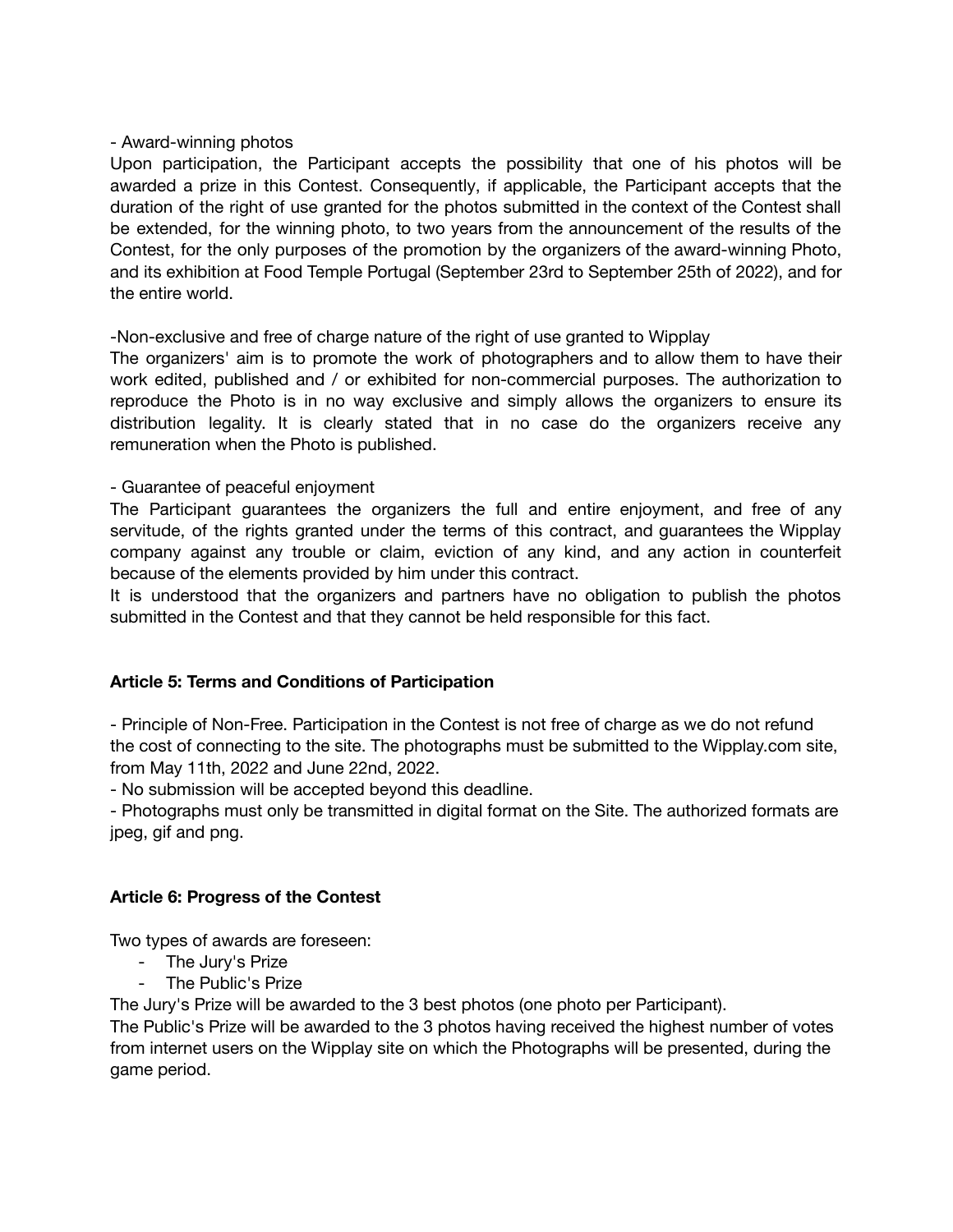- Award-winning photos

Upon participation, the Participant accepts the possibility that one of his photos will be awarded a prize in this Contest. Consequently, if applicable, the Participant accepts that the duration of the right of use granted for the photos submitted in the context of the Contest shall be extended, for the winning photo, to two years from the announcement of the results of the Contest, for the only purposes of the promotion by the organizers of the award-winning Photo, and its exhibition at Food Temple Portugal (September 23rd to September 25th of 2022), and for the entire world.

-Non-exclusive and free of charge nature of the right of use granted to Wipplay

The organizers' aim is to promote the work of photographers and to allow them to have their work edited, published and / or exhibited for non-commercial purposes. The authorization to reproduce the Photo is in no way exclusive and simply allows the organizers to ensure its distribution legality. It is clearly stated that in no case do the organizers receive any remuneration when the Photo is published.

- Guarantee of peaceful enjoyment

The Participant guarantees the organizers the full and entire enjoyment, and free of any servitude, of the rights granted under the terms of this contract, and guarantees the Wipplay company against any trouble or claim, eviction of any kind, and any action in counterfeit because of the elements provided by him under this contract.

It is understood that the organizers and partners have no obligation to publish the photos submitted in the Contest and that they cannot be held responsible for this fact.

**Article 5: Terms and Conditions of Participation**

- Principle of Non-Free. Participation in the Contest is not free of charge as we do not refund the cost of connecting to the site. The photographs must be submitted to the Wipplay.com site, from May 11th, 2022 and June 22nd, 2022.
- No submission will be accepted beyond this deadline.
- Photographs must only be transmitted in digital format on the Site. The authorized formats are jpeg, gif and png.

**Article 6: Progress of the Contest**

Two types of awards are foreseen:

- The Jury's Prize
- The Public's Prize

The Jury's Prize will be awarded to the 3 best photos (one photo per Participant).

The Public's Prize will be awarded to the 3 photos having received the highest number of votes from internet users on the Wipplay site on which the Photographs will be presented, during the game period.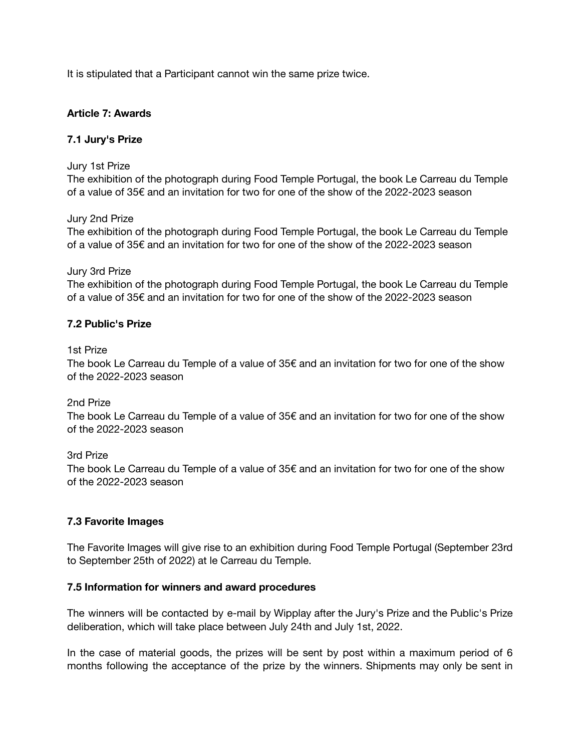It is stipulated that a Participant cannot win the same prize twice.

### Article 7: Awards

#### 7.1 Jury's Prize

Jury 1st Prize
The exhibition of the photograph during Food Temple Portugal, the book Le Carreau du Temple of a value of 35€ and an invitation for two for one of the show of the 2022-2023 season

Jury 2nd Prize
The exhibition of the photograph during Food Temple Portugal, the book Le Carreau du Temple of a value of 35€ and an invitation for two for one of the show of the 2022-2023 season

Jury 3rd Prize
The exhibition of the photograph during Food Temple Portugal, the book Le Carreau du Temple of a value of 35€ and an invitation for two for one of the show of the 2022-2023 season

#### 7.2 Public's Prize

1st Prize
The book Le Carreau du Temple of a value of 35€ and an invitation for two for one of the show of the 2022-2023 season

2nd Prize
The book Le Carreau du Temple of a value of 35€ and an invitation for two for one of the show of the 2022-2023 season

3rd Prize
The book Le Carreau du Temple of a value of 35€ and an invitation for two for one of the show of the 2022-2023 season

#### 7.3 Favorite Images

The Favorite Images will give rise to an exhibition during Food Temple Portugal (September 23rd to September 25th of 2022) at le Carreau du Temple.

#### 7.5 Information for winners and award procedures

The winners will be contacted by e-mail by Wipplay after the Jury's Prize and the Public's Prize deliberation, which will take place between July 24th and July 1st, 2022.

In the case of material goods, the prizes will be sent by post within a maximum period of 6 months following the acceptance of the prize by the winners. Shipments may only be sent in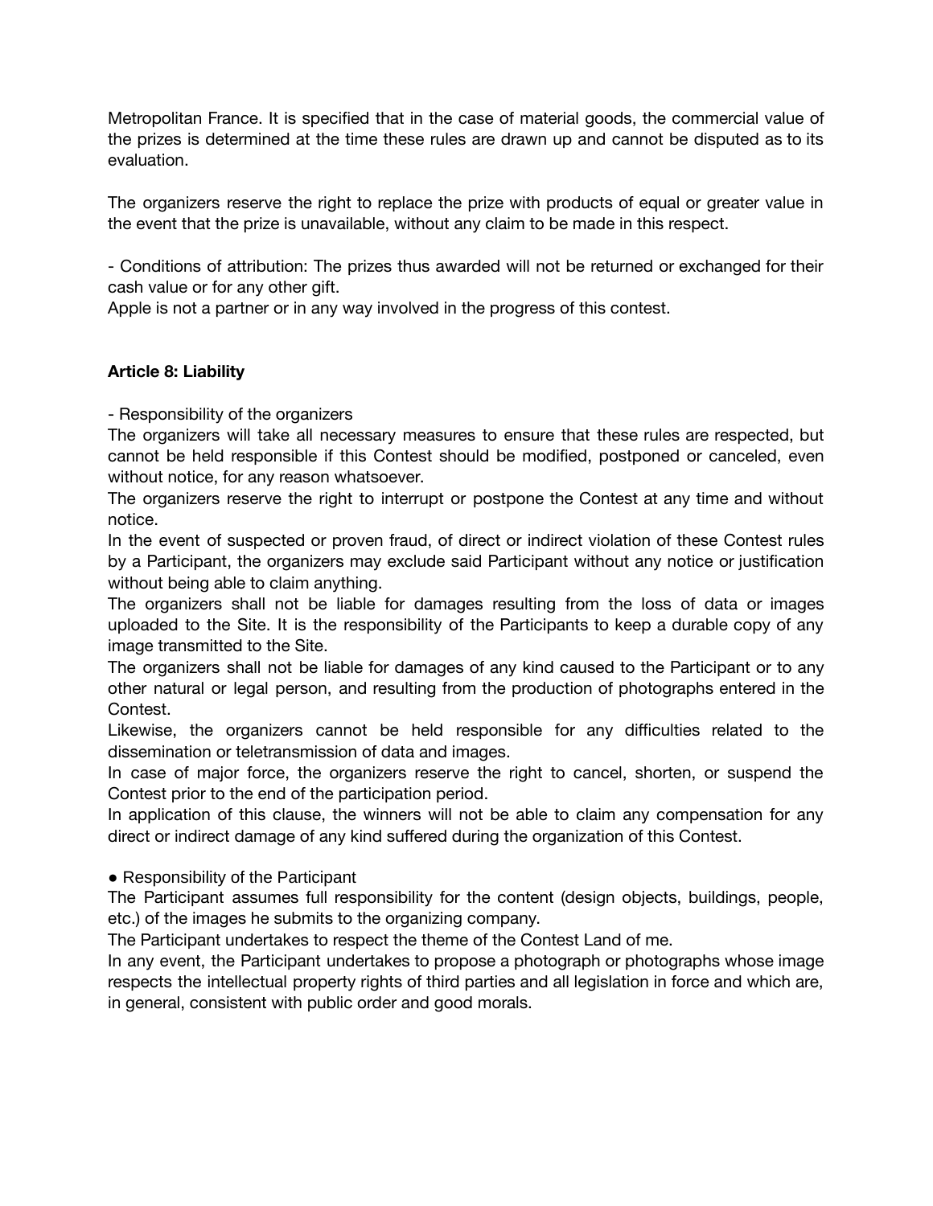Metropolitan France. It is specified that in the case of material goods, the commercial value of the prizes is determined at the time these rules are drawn up and cannot be disputed as to its evaluation.

The organizers reserve the right to replace the prize with products of equal or greater value in the event that the prize is unavailable, without any claim to be made in this respect.

- Conditions of attribution: The prizes thus awarded will not be returned or exchanged for their cash value or for any other gift.

Apple is not a partner or in any way involved in the progress of this contest.

**Article 8: Liability**

- Responsibility of the organizers

The organizers will take all necessary measures to ensure that these rules are respected, but cannot be held responsible if this Contest should be modified, postponed or canceled, even without notice, for any reason whatsoever.

The organizers reserve the right to interrupt or postpone the Contest at any time and without notice.

In the event of suspected or proven fraud, of direct or indirect violation of these Contest rules by a Participant, the organizers may exclude said Participant without any notice or justification without being able to claim anything.

The organizers shall not be liable for damages resulting from the loss of data or images uploaded to the Site. It is the responsibility of the Participants to keep a durable copy of any image transmitted to the Site.

The organizers shall not be liable for damages of any kind caused to the Participant or to any other natural or legal person, and resulting from the production of photographs entered in the Contest.

Likewise, the organizers cannot be held responsible for any difficulties related to the dissemination or teletransmission of data and images.

In case of major force, the organizers reserve the right to cancel, shorten, or suspend the Contest prior to the end of the participation period.

In application of this clause, the winners will not be able to claim any compensation for any direct or indirect damage of any kind suffered during the organization of this Contest.

- Responsibility of the Participant

The Participant assumes full responsibility for the content (design objects, buildings, people, etc.) of the images he submits to the organizing company.

The Participant undertakes to respect the theme of the Contest Land of me.

In any event, the Participant undertakes to propose a photograph or photographs whose image respects the intellectual property rights of third parties and all legislation in force and which are, in general, consistent with public order and good morals.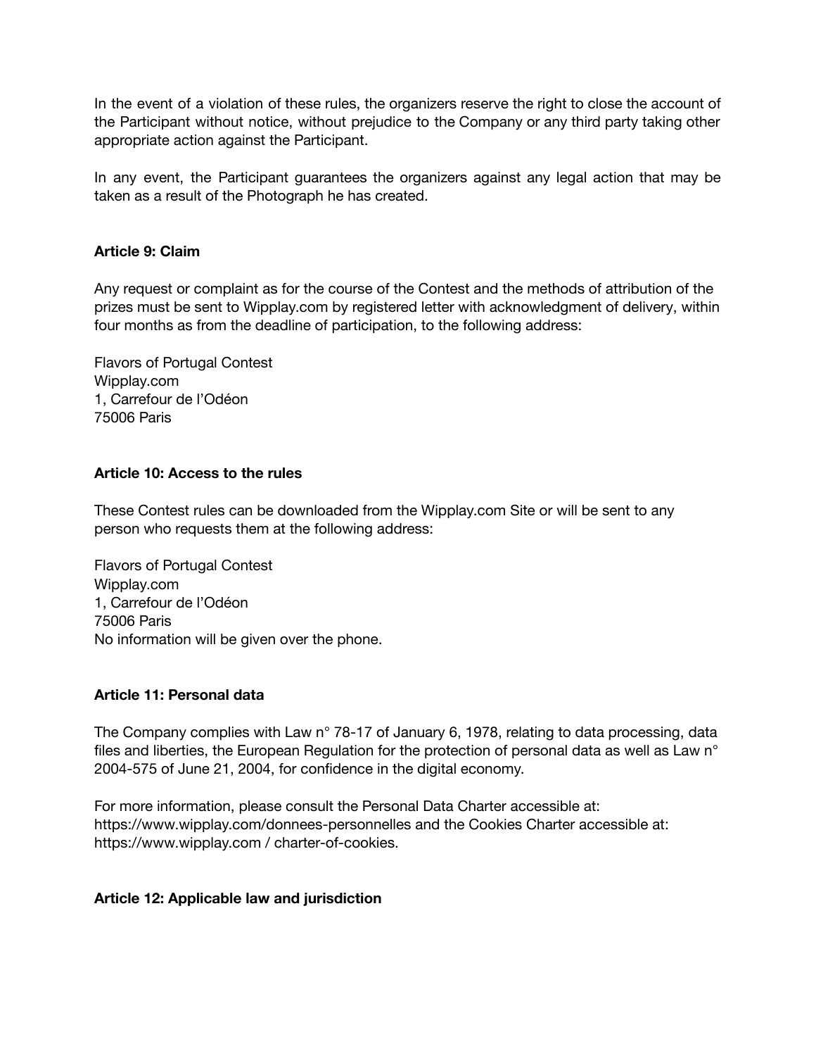In the event of a violation of these rules, the organizers reserve the right to close the account of the Participant without notice, without prejudice to the Company or any third party taking other appropriate action against the Participant.

In any event, the Participant guarantees the organizers against any legal action that may be taken as a result of the Photograph he has created.

**Article 9: Claim**

Any request or complaint as for the course of the Contest and the methods of attribution of the prizes must be sent to Wipplay.com by registered letter with acknowledgment of delivery, within four months as from the deadline of participation, to the following address:

Flavors of Portugal Contest
Wipplay.com
1, Carrefour de l'Odéon
75006 Paris

**Article 10: Access to the rules**

These Contest rules can be downloaded from the Wipplay.com Site or will be sent to any person who requests them at the following address:

Flavors of Portugal Contest
Wipplay.com
1, Carrefour de l'Odéon
75006 Paris
No information will be given over the phone.

**Article 11: Personal data**

The Company complies with Law n° 78-17 of January 6, 1978, relating to data processing, data files and liberties, the European Regulation for the protection of personal data as well as Law n° 2004-575 of June 21, 2004, for confidence in the digital economy.

For more information, please consult the Personal Data Charter accessible at: https://www.wipplay.com/donnees-personnelles and the Cookies Charter accessible at: https://www.wipplay.com / charter-of-cookies.

**Article 12: Applicable law and jurisdiction**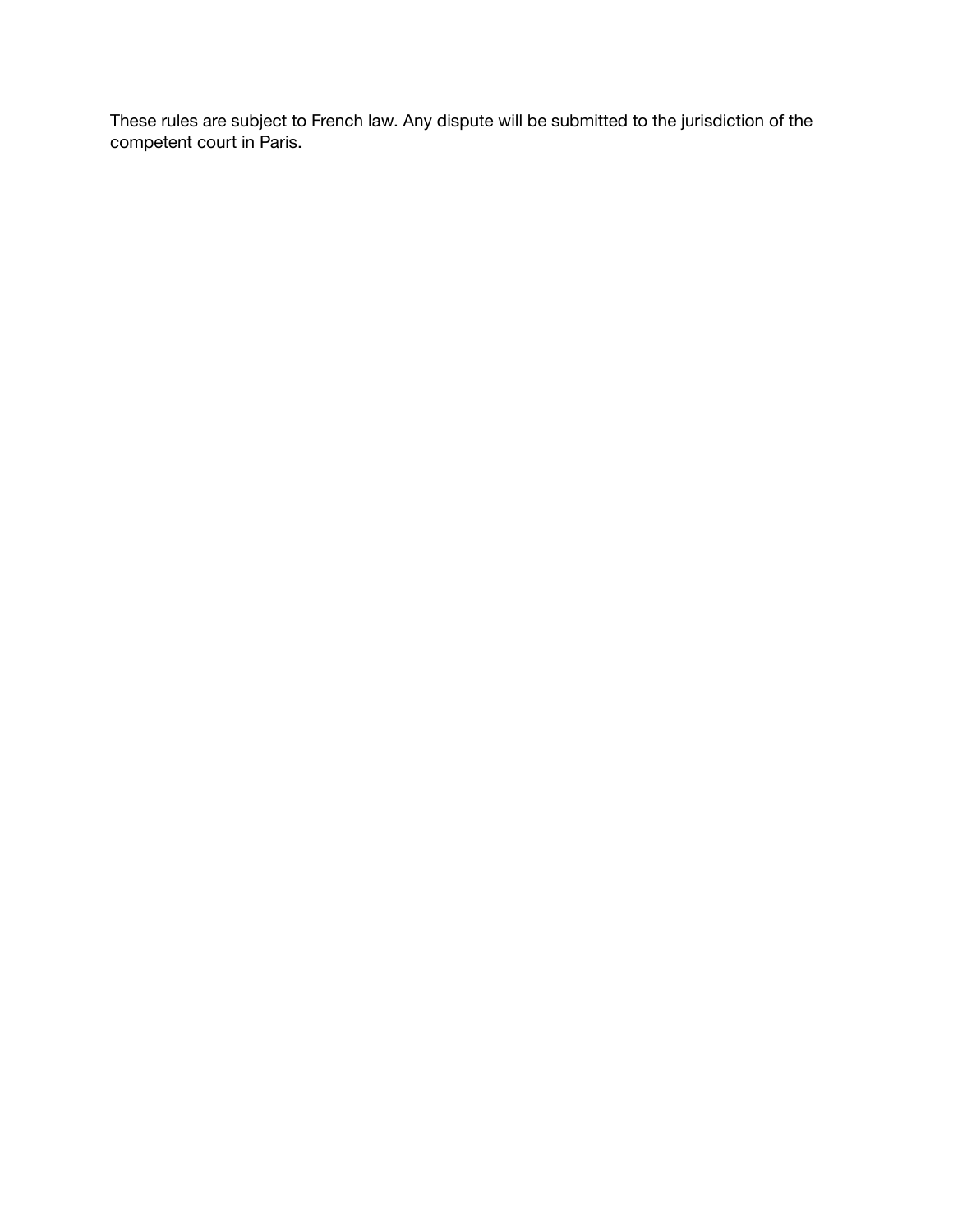These rules are subject to French law. Any dispute will be submitted to the jurisdiction of the competent court in Paris.